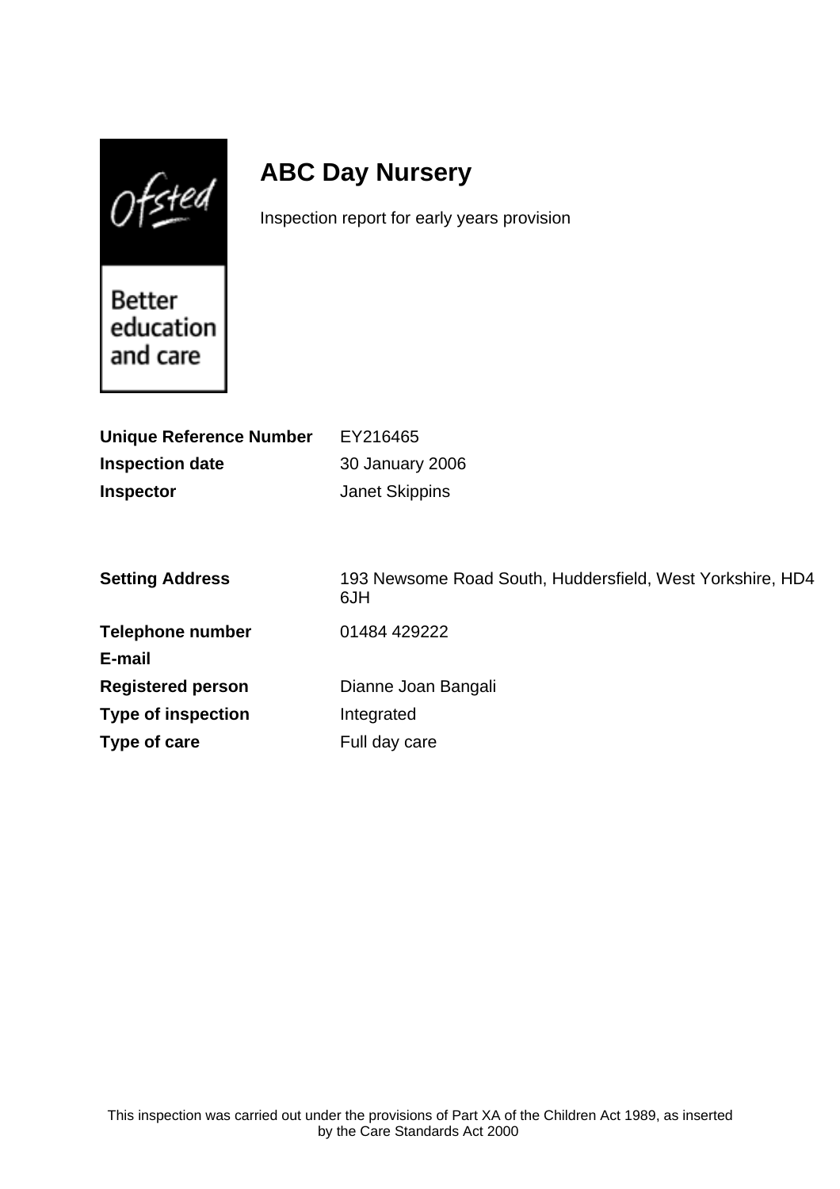Ofsted

Better education and care

# ABC Day Nursery

Inspection report for early years provision

| | |
|---|---|
| **Unique Reference Number** | EY216465 |
| **Inspection date** | 30 January 2006 |
| **Inspector** | Janet Skippins |

| | |
|---|---|
| **Setting Address** | 193 Newsome Road South, Huddersfield, West Yorkshire, HD4 6JH |
| **Telephone number** | 01484 429222 |
| **E-mail** | |
| **Registered person** | Dianne Joan Bangali |
| **Type of inspection** | Integrated |
| **Type of care** | Full day care |

This inspection was carried out under the provisions of Part XA of the Children Act 1989, as inserted by the Care Standards Act 2000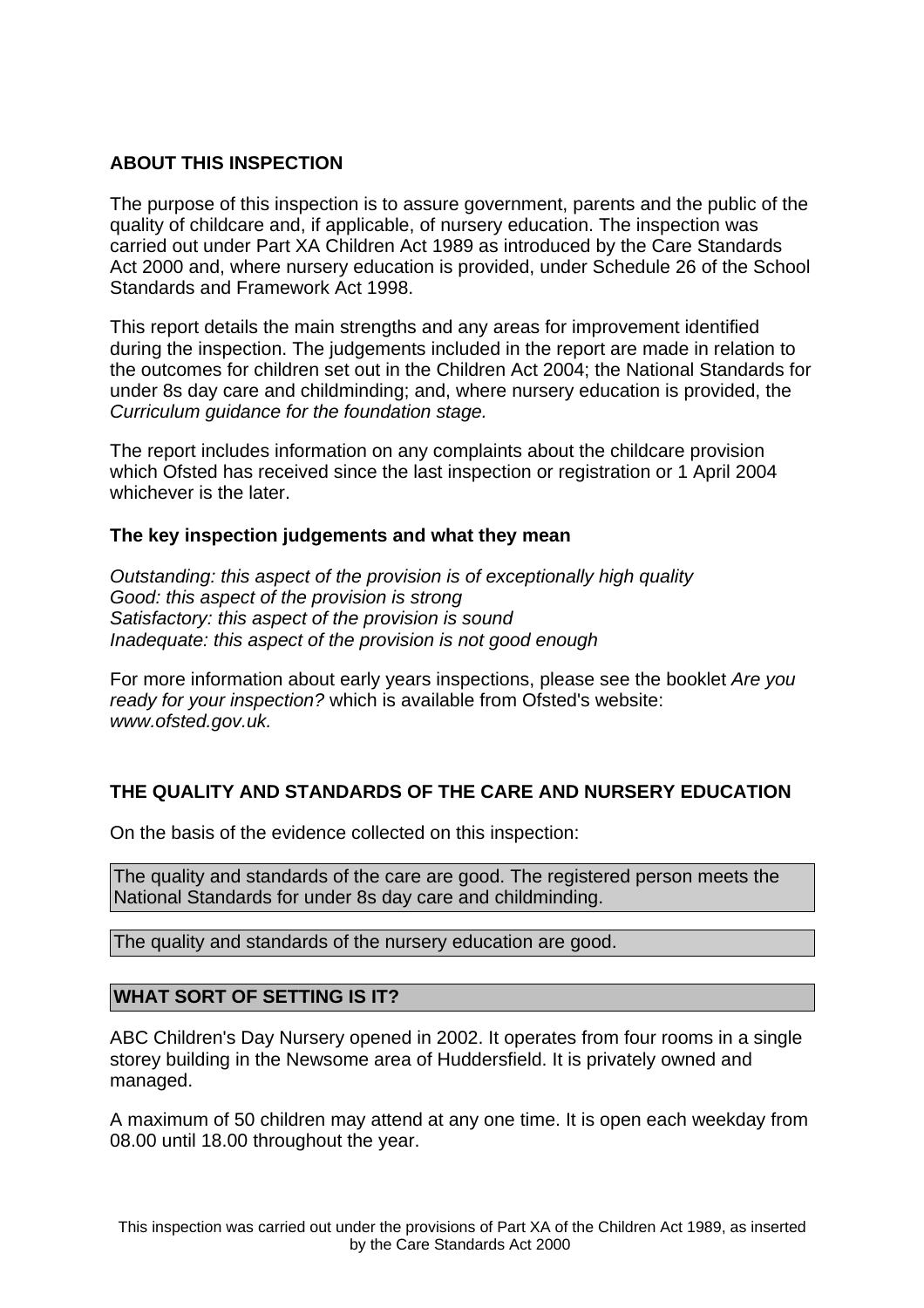## ABOUT THIS INSPECTION

The purpose of this inspection is to assure government, parents and the public of the quality of childcare and, if applicable, of nursery education. The inspection was carried out under Part XA Children Act 1989 as introduced by the Care Standards Act 2000 and, where nursery education is provided, under Schedule 26 of the School Standards and Framework Act 1998.

This report details the main strengths and any areas for improvement identified during the inspection. The judgements included in the report are made in relation to the outcomes for children set out in the Children Act 2004; the National Standards for under 8s day care and childminding; and, where nursery education is provided, the *Curriculum guidance for the foundation stage.*

The report includes information on any complaints about the childcare provision which Ofsted has received since the last inspection or registration or 1 April 2004 whichever is the later.

### The key inspection judgements and what they mean

*Outstanding: this aspect of the provision is of exceptionally high quality*
*Good: this aspect of the provision is strong*
*Satisfactory: this aspect of the provision is sound*
*Inadequate: this aspect of the provision is not good enough*

For more information about early years inspections, please see the booklet *Are you ready for your inspection?* which is available from Ofsted's website: *www.ofsted.gov.uk.*

## THE QUALITY AND STANDARDS OF THE CARE AND NURSERY EDUCATION

On the basis of the evidence collected on this inspection:

The quality and standards of the care are good. The registered person meets the National Standards for under 8s day care and childminding.

The quality and standards of the nursery education are good.

## WHAT SORT OF SETTING IS IT?

ABC Children's Day Nursery opened in 2002. It operates from four rooms in a single storey building in the Newsome area of Huddersfield. It is privately owned and managed.

A maximum of 50 children may attend at any one time. It is open each weekday from 08.00 until 18.00 throughout the year.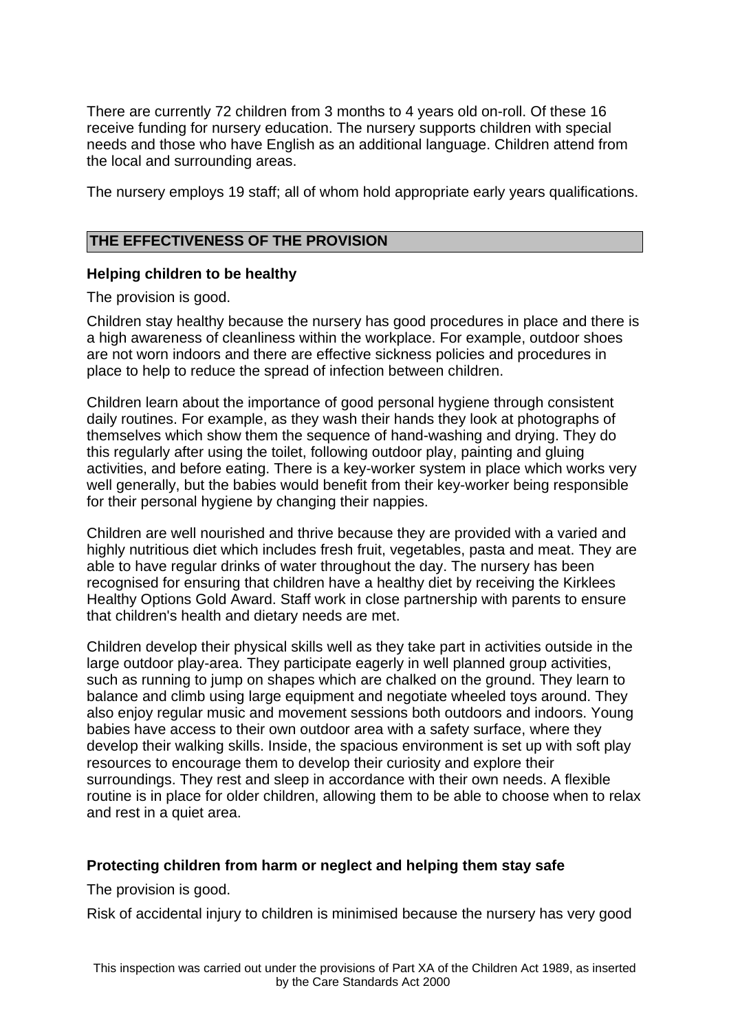There are currently 72 children from 3 months to 4 years old on-roll. Of these 16 receive funding for nursery education. The nursery supports children with special needs and those who have English as an additional language. Children attend from the local and surrounding areas.

The nursery employs 19 staff; all of whom hold appropriate early years qualifications.

## THE EFFECTIVENESS OF THE PROVISION

### Helping children to be healthy

The provision is good.

Children stay healthy because the nursery has good procedures in place and there is a high awareness of cleanliness within the workplace. For example, outdoor shoes are not worn indoors and there are effective sickness policies and procedures in place to help to reduce the spread of infection between children.

Children learn about the importance of good personal hygiene through consistent daily routines. For example, as they wash their hands they look at photographs of themselves which show them the sequence of hand-washing and drying. They do this regularly after using the toilet, following outdoor play, painting and gluing activities, and before eating. There is a key-worker system in place which works very well generally, but the babies would benefit from their key-worker being responsible for their personal hygiene by changing their nappies.

Children are well nourished and thrive because they are provided with a varied and highly nutritious diet which includes fresh fruit, vegetables, pasta and meat. They are able to have regular drinks of water throughout the day. The nursery has been recognised for ensuring that children have a healthy diet by receiving the Kirklees Healthy Options Gold Award. Staff work in close partnership with parents to ensure that children's health and dietary needs are met.

Children develop their physical skills well as they take part in activities outside in the large outdoor play-area. They participate eagerly in well planned group activities, such as running to jump on shapes which are chalked on the ground. They learn to balance and climb using large equipment and negotiate wheeled toys around. They also enjoy regular music and movement sessions both outdoors and indoors. Young babies have access to their own outdoor area with a safety surface, where they develop their walking skills. Inside, the spacious environment is set up with soft play resources to encourage them to develop their curiosity and explore their surroundings. They rest and sleep in accordance with their own needs. A flexible routine is in place for older children, allowing them to be able to choose when to relax and rest in a quiet area.

### Protecting children from harm or neglect and helping them stay safe

The provision is good.

Risk of accidental injury to children is minimised because the nursery has very good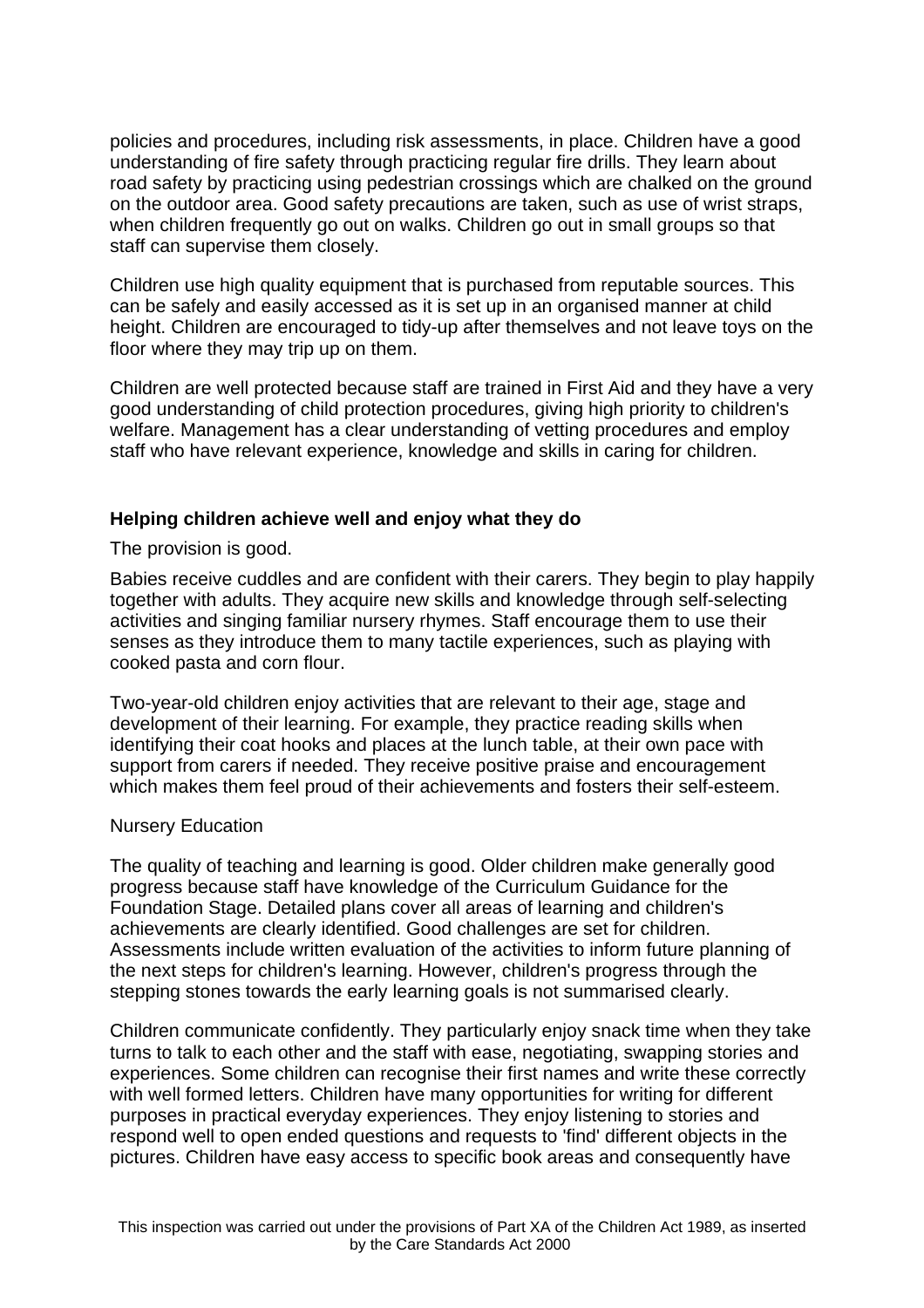policies and procedures, including risk assessments, in place. Children have a good understanding of fire safety through practicing regular fire drills. They learn about road safety by practicing using pedestrian crossings which are chalked on the ground on the outdoor area. Good safety precautions are taken, such as use of wrist straps, when children frequently go out on walks. Children go out in small groups so that staff can supervise them closely.

Children use high quality equipment that is purchased from reputable sources. This can be safely and easily accessed as it is set up in an organised manner at child height. Children are encouraged to tidy-up after themselves and not leave toys on the floor where they may trip up on them.

Children are well protected because staff are trained in First Aid and they have a very good understanding of child protection procedures, giving high priority to children's welfare. Management has a clear understanding of vetting procedures and employ staff who have relevant experience, knowledge and skills in caring for children.

### Helping children achieve well and enjoy what they do

The provision is good.

Babies receive cuddles and are confident with their carers. They begin to play happily together with adults. They acquire new skills and knowledge through self-selecting activities and singing familiar nursery rhymes. Staff encourage them to use their senses as they introduce them to many tactile experiences, such as playing with cooked pasta and corn flour.

Two-year-old children enjoy activities that are relevant to their age, stage and development of their learning. For example, they practice reading skills when identifying their coat hooks and places at the lunch table, at their own pace with support from carers if needed. They receive positive praise and encouragement which makes them feel proud of their achievements and fosters their self-esteem.

Nursery Education

The quality of teaching and learning is good. Older children make generally good progress because staff have knowledge of the Curriculum Guidance for the Foundation Stage. Detailed plans cover all areas of learning and children's achievements are clearly identified. Good challenges are set for children. Assessments include written evaluation of the activities to inform future planning of the next steps for children's learning. However, children's progress through the stepping stones towards the early learning goals is not summarised clearly.

Children communicate confidently. They particularly enjoy snack time when they take turns to talk to each other and the staff with ease, negotiating, swapping stories and experiences. Some children can recognise their first names and write these correctly with well formed letters. Children have many opportunities for writing for different purposes in practical everyday experiences. They enjoy listening to stories and respond well to open ended questions and requests to 'find' different objects in the pictures. Children have easy access to specific book areas and consequently have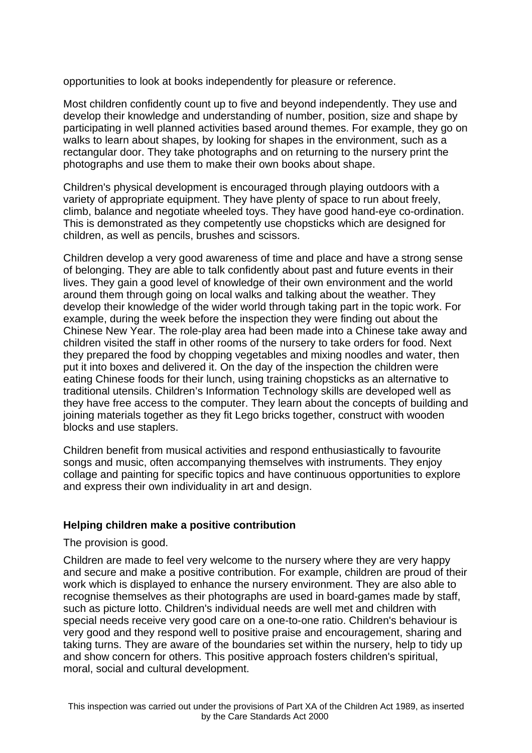opportunities to look at books independently for pleasure or reference.

Most children confidently count up to five and beyond independently. They use and develop their knowledge and understanding of number, position, size and shape by participating in well planned activities based around themes. For example, they go on walks to learn about shapes, by looking for shapes in the environment, such as a rectangular door. They take photographs and on returning to the nursery print the photographs and use them to make their own books about shape.

Children's physical development is encouraged through playing outdoors with a variety of appropriate equipment. They have plenty of space to run about freely, climb, balance and negotiate wheeled toys. They have good hand-eye co-ordination. This is demonstrated as they competently use chopsticks which are designed for children, as well as pencils, brushes and scissors.

Children develop a very good awareness of time and place and have a strong sense of belonging. They are able to talk confidently about past and future events in their lives. They gain a good level of knowledge of their own environment and the world around them through going on local walks and talking about the weather. They develop their knowledge of the wider world through taking part in the topic work. For example, during the week before the inspection they were finding out about the Chinese New Year. The role-play area had been made into a Chinese take away and children visited the staff in other rooms of the nursery to take orders for food. Next they prepared the food by chopping vegetables and mixing noodles and water, then put it into boxes and delivered it. On the day of the inspection the children were eating Chinese foods for their lunch, using training chopsticks as an alternative to traditional utensils. Children's Information Technology skills are developed well as they have free access to the computer. They learn about the concepts of building and joining materials together as they fit Lego bricks together, construct with wooden blocks and use staplers.

Children benefit from musical activities and respond enthusiastically to favourite songs and music, often accompanying themselves with instruments. They enjoy collage and painting for specific topics and have continuous opportunities to explore and express their own individuality in art and design.

### Helping children make a positive contribution

The provision is good.

Children are made to feel very welcome to the nursery where they are very happy and secure and make a positive contribution. For example, children are proud of their work which is displayed to enhance the nursery environment. They are also able to recognise themselves as their photographs are used in board-games made by staff, such as picture lotto. Children's individual needs are well met and children with special needs receive very good care on a one-to-one ratio. Children's behaviour is very good and they respond well to positive praise and encouragement, sharing and taking turns. They are aware of the boundaries set within the nursery, help to tidy up and show concern for others. This positive approach fosters children's spiritual, moral, social and cultural development.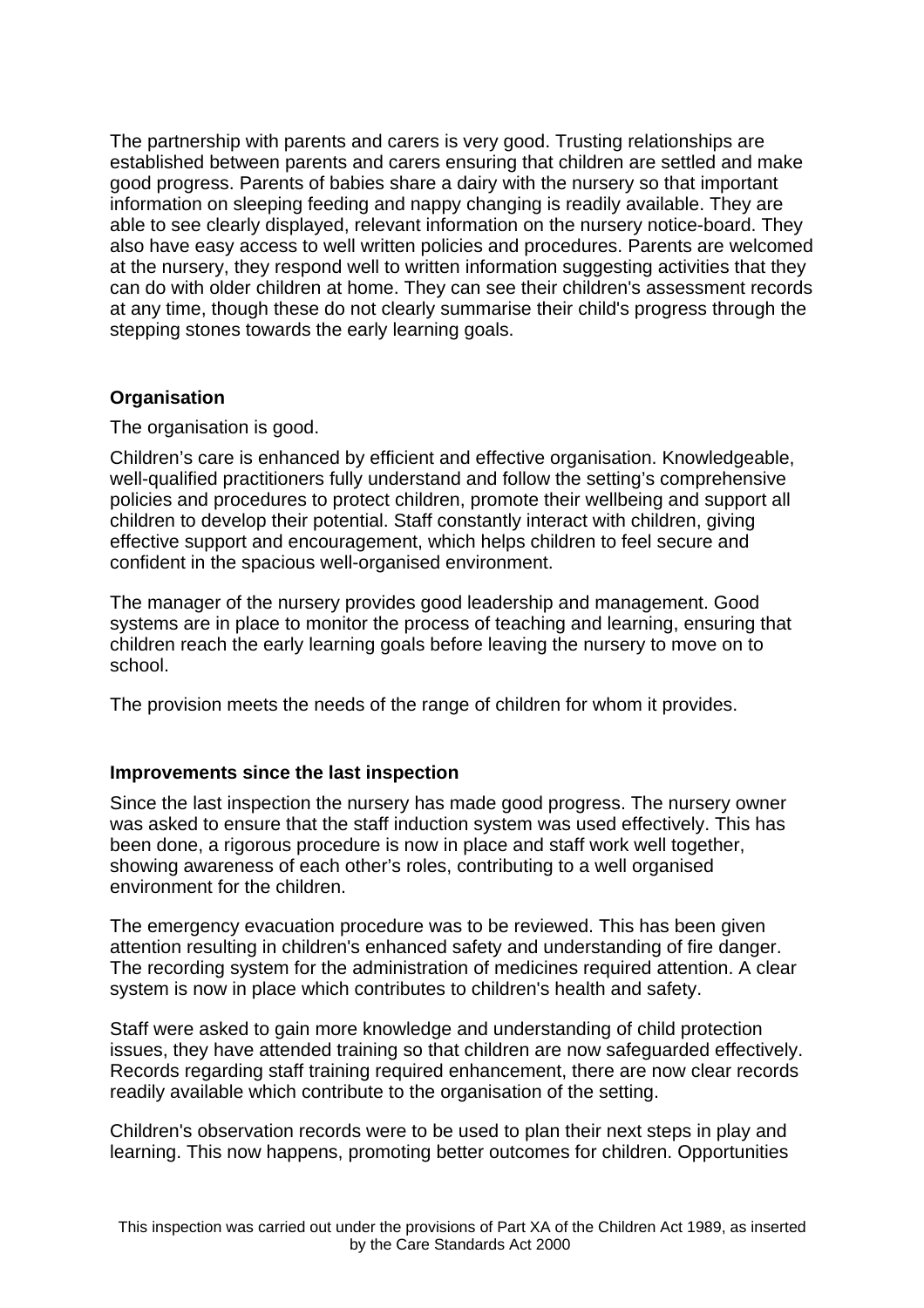The partnership with parents and carers is very good. Trusting relationships are established between parents and carers ensuring that children are settled and make good progress. Parents of babies share a dairy with the nursery so that important information on sleeping feeding and nappy changing is readily available. They are able to see clearly displayed, relevant information on the nursery notice-board. They also have easy access to well written policies and procedures. Parents are welcomed at the nursery, they respond well to written information suggesting activities that they can do with older children at home. They can see their children's assessment records at any time, though these do not clearly summarise their child's progress through the stepping stones towards the early learning goals.

**Organisation**

The organisation is good.

Children's care is enhanced by efficient and effective organisation. Knowledgeable, well-qualified practitioners fully understand and follow the setting's comprehensive policies and procedures to protect children, promote their wellbeing and support all children to develop their potential. Staff constantly interact with children, giving effective support and encouragement, which helps children to feel secure and confident in the spacious well-organised environment.

The manager of the nursery provides good leadership and management. Good systems are in place to monitor the process of teaching and learning, ensuring that children reach the early learning goals before leaving the nursery to move on to school.

The provision meets the needs of the range of children for whom it provides.

**Improvements since the last inspection**

Since the last inspection the nursery has made good progress. The nursery owner was asked to ensure that the staff induction system was used effectively. This has been done, a rigorous procedure is now in place and staff work well together, showing awareness of each other's roles, contributing to a well organised environment for the children.

The emergency evacuation procedure was to be reviewed. This has been given attention resulting in children's enhanced safety and understanding of fire danger. The recording system for the administration of medicines required attention. A clear system is now in place which contributes to children's health and safety.

Staff were asked to gain more knowledge and understanding of child protection issues, they have attended training so that children are now safeguarded effectively. Records regarding staff training required enhancement, there are now clear records readily available which contribute to the organisation of the setting.

Children's observation records were to be used to plan their next steps in play and learning. This now happens, promoting better outcomes for children. Opportunities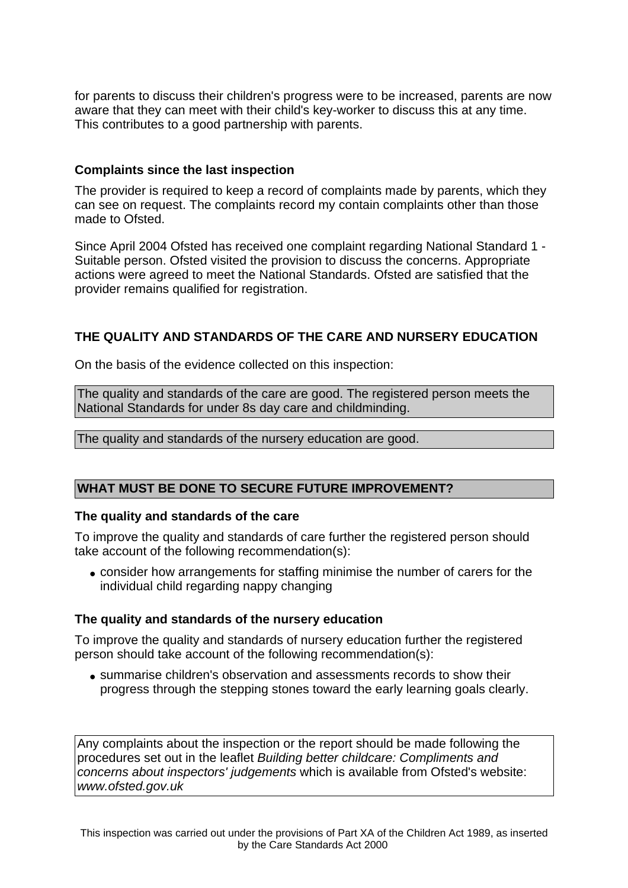for parents to discuss their children's progress were to be increased, parents are now aware that they can meet with their child's key-worker to discuss this at any time. This contributes to a good partnership with parents.

**Complaints since the last inspection**

The provider is required to keep a record of complaints made by parents, which they can see on request. The complaints record my contain complaints other than those made to Ofsted.

Since April 2004 Ofsted has received one complaint regarding National Standard 1 - Suitable person. Ofsted visited the provision to discuss the concerns. Appropriate actions were agreed to meet the National Standards. Ofsted are satisfied that the provider remains qualified for registration.

## THE QUALITY AND STANDARDS OF THE CARE AND NURSERY EDUCATION

On the basis of the evidence collected on this inspection:

The quality and standards of the care are good. The registered person meets the National Standards for under 8s day care and childminding.

The quality and standards of the nursery education are good.

## WHAT MUST BE DONE TO SECURE FUTURE IMPROVEMENT?

**The quality and standards of the care**

To improve the quality and standards of care further the registered person should take account of the following recommendation(s):

- consider how arrangements for staffing minimise the number of carers for the individual child regarding nappy changing

**The quality and standards of the nursery education**

To improve the quality and standards of nursery education further the registered person should take account of the following recommendation(s):

- summarise children's observation and assessments records to show their progress through the stepping stones toward the early learning goals clearly.

Any complaints about the inspection or the report should be made following the procedures set out in the leaflet *Building better childcare: Compliments and concerns about inspectors' judgements* which is available from Ofsted's website: *www.ofsted.gov.uk*

This inspection was carried out under the provisions of Part XA of the Children Act 1989, as inserted by the Care Standards Act 2000